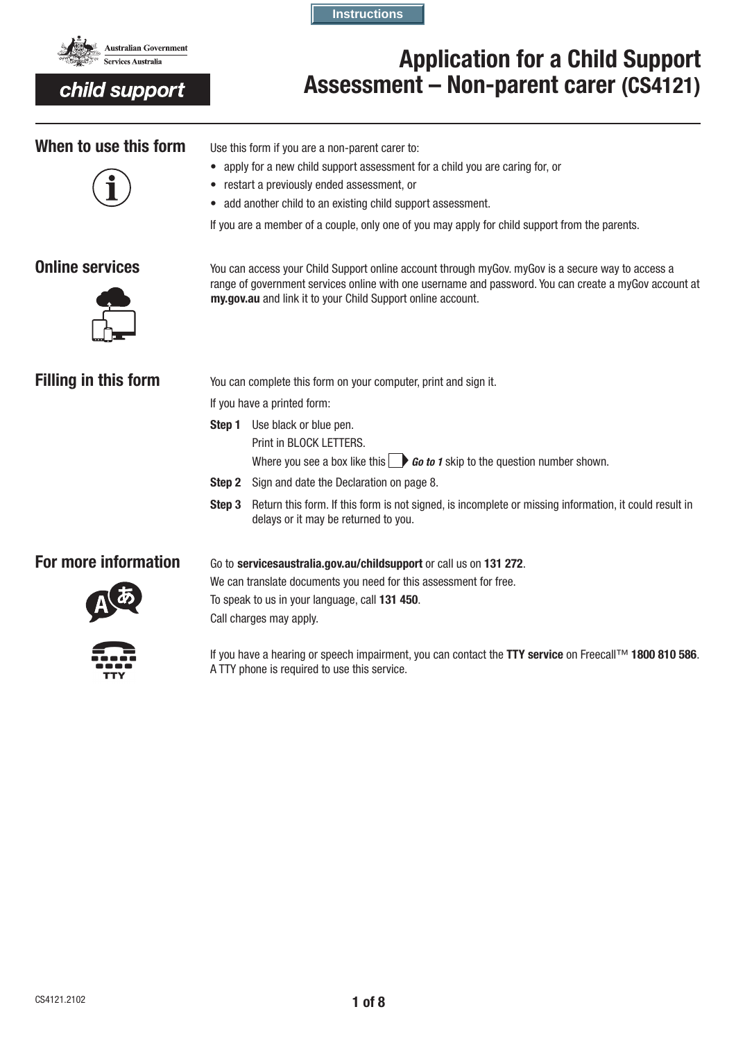Instructions

Australian Government
Services Australia

child support

# Application for a Child Support Assessment – Non-parent carer (CS4121)

## When to use this form

Use this form if you are a non-parent carer to:

- apply for a new child support assessment for a child you are caring for, or
- restart a previously ended assessment, or
- add another child to an existing child support assessment.

If you are a member of a couple, only one of you may apply for child support from the parents.

## Online services

You can access your Child Support online account through myGov. myGov is a secure way to access a range of government services online with one username and password. You can create a myGov account at **my.gov.au** and link it to your Child Support online account.

## Filling in this form

You can complete this form on your computer, print and sign it.

If you have a printed form:

**Step 1** Use black or blue pen.
Print in BLOCK LETTERS.
Where you see a box like this ***Go to 1*** skip to the question number shown.

**Step 2** Sign and date the Declaration on page 8.

**Step 3** Return this form. If this form is not signed, is incomplete or missing information, it could result in delays or it may be returned to you.

## For more information

Go to **servicesaustralia.gov.au/childsupport** or call us on **131 272**.

We can translate documents you need for this assessment for free.

To speak to us in your language, call **131 450**.

Call charges may apply.

If you have a hearing or speech impairment, you can contact the **TTY service** on Freecall™ **1800 810 586**. A TTY phone is required to use this service.

CS4121.2102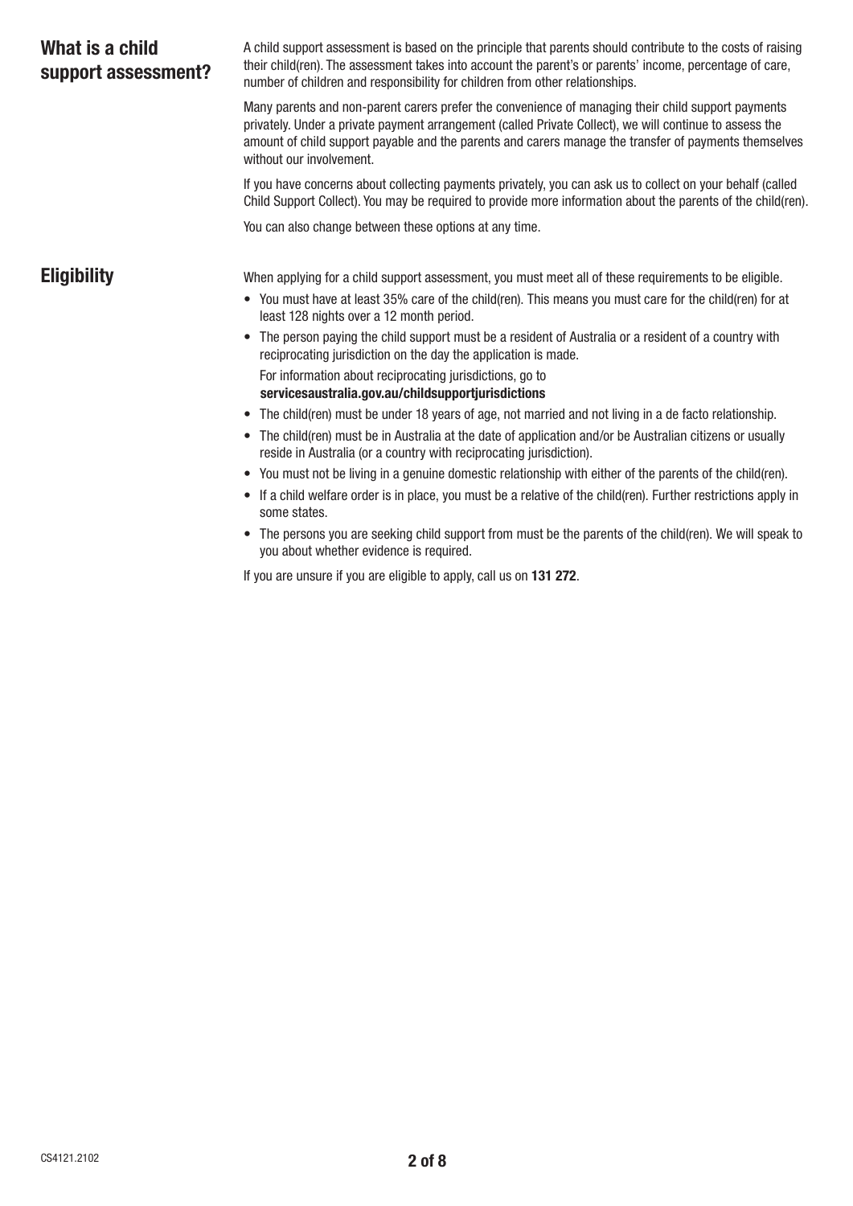## What is a child support assessment?

A child support assessment is based on the principle that parents should contribute to the costs of raising their child(ren). The assessment takes into account the parent's or parents' income, percentage of care, number of children and responsibility for children from other relationships.

Many parents and non-parent carers prefer the convenience of managing their child support payments privately. Under a private payment arrangement (called Private Collect), we will continue to assess the amount of child support payable and the parents and carers manage the transfer of payments themselves without our involvement.

If you have concerns about collecting payments privately, you can ask us to collect on your behalf (called Child Support Collect). You may be required to provide more information about the parents of the child(ren).

You can also change between these options at any time.

## Eligibility

When applying for a child support assessment, you must meet all of these requirements to be eligible.

- You must have at least 35% care of the child(ren). This means you must care for the child(ren) for at least 128 nights over a 12 month period.
- The person paying the child support must be a resident of Australia or a resident of a country with reciprocating jurisdiction on the day the application is made.
  For information about reciprocating jurisdictions, go to **servicesaustralia.gov.au/childsupportjurisdictions**
- The child(ren) must be under 18 years of age, not married and not living in a de facto relationship.
- The child(ren) must be in Australia at the date of application and/or be Australian citizens or usually reside in Australia (or a country with reciprocating jurisdiction).
- You must not be living in a genuine domestic relationship with either of the parents of the child(ren).
- If a child welfare order is in place, you must be a relative of the child(ren). Further restrictions apply in some states.
- The persons you are seeking child support from must be the parents of the child(ren). We will speak to you about whether evidence is required.

If you are unsure if you are eligible to apply, call us on **131 272**.

CS4121.2102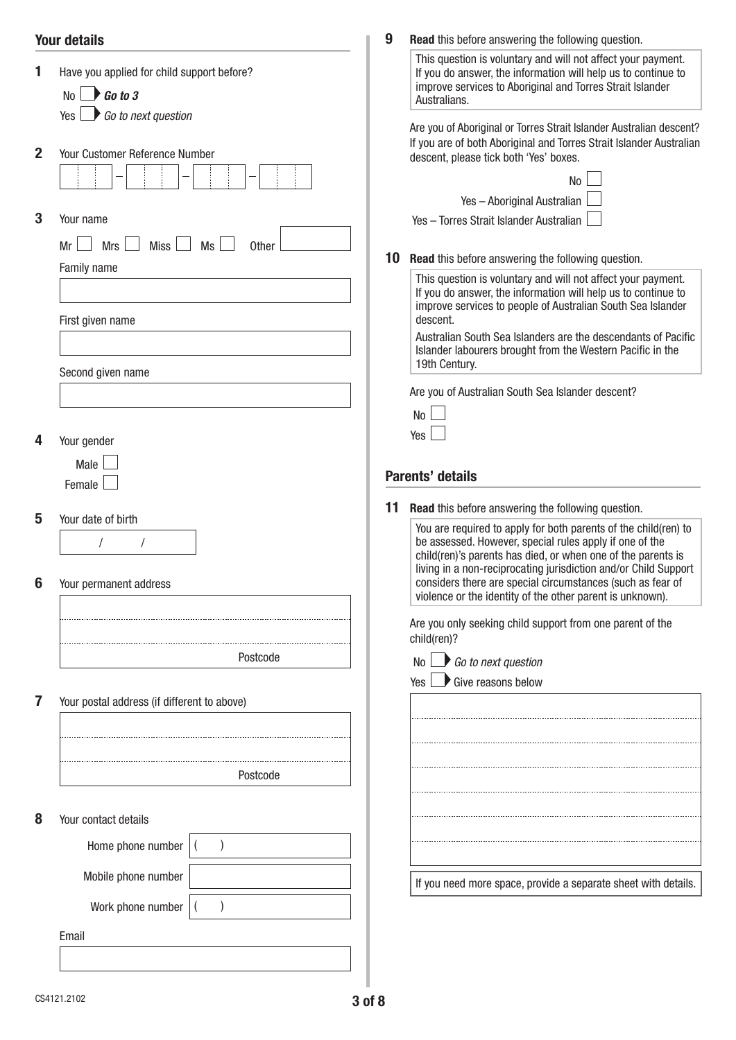## Your details

**1** Have you applied for child support before?

No ☐ ▶ ***Go to 3***

Yes ☐ ▶ *Go to next question*

**2** Your Customer Reference Number

☐☐☐ – ☐☐☐ – ☐☐☐ – ☐☐☐

**3** Your name

Mr ☐ Mrs ☐ Miss ☐ Ms ☐ Other ________

Family name

________________________________

First given name

________________________________

Second given name

________________________________

**4** Your gender

Male ☐

Female ☐

**5** Your date of birth

/ /

**6** Your permanent address

________________________________

________________________________

Postcode

**7** Your postal address (if different to above)

________________________________

________________________________

Postcode

**8** Your contact details

Home phone number ( )

Mobile phone number

Work phone number ( )

Email

________________________________

**9** **Read** this before answering the following question.

> This question is voluntary and will not affect your payment. If you do answer, the information will help us to continue to improve services to Aboriginal and Torres Strait Islander Australians.

Are you of Aboriginal or Torres Strait Islander Australian descent? If you are of both Aboriginal and Torres Strait Islander Australian descent, please tick both 'Yes' boxes.

No ☐

Yes – Aboriginal Australian ☐

Yes – Torres Strait Islander Australian ☐

**10** **Read** this before answering the following question.

> This question is voluntary and will not affect your payment. If you do answer, the information will help us to continue to improve services to people of Australian South Sea Islander descent.
>
> Australian South Sea Islanders are the descendants of Pacific Islander labourers brought from the Western Pacific in the 19th Century.

Are you of Australian South Sea Islander descent?

No ☐

Yes ☐

## Parents' details

**11** **Read** this before answering the following question.

> You are required to apply for both parents of the child(ren) to be assessed. However, special rules apply if one of the child(ren)'s parents has died, or when one of the parents is living in a non-reciprocating jurisdiction and/or Child Support considers there are special circumstances (such as fear of violence or the identity of the other parent is unknown).

Are you only seeking child support from one parent of the child(ren)?

No ☐ ▶ *Go to next question*

Yes ☐ ▶ Give reasons below

________________________________

________________________________

________________________________

________________________________

________________________________

________________________________

________________________________

If you need more space, provide a separate sheet with details.

CS4121.2102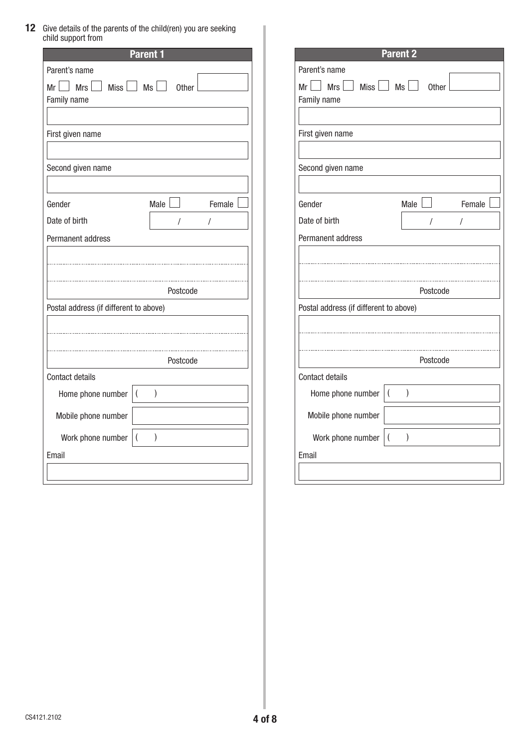**12** Give details of the parents of the child(ren) you are seeking child support from

## Parent 1

Parent's name

Mr ☐ Mrs ☐ Miss ☐ Ms ☐ Other

Family name

First given name

Second given name

Gender Male ☐ Female ☐

Date of birth / /

Permanent address

Postcode

Postal address (if different to above)

Postcode

Contact details

Home phone number ( )

Mobile phone number

Work phone number ( )

Email

## Parent 2

Parent's name

Mr ☐ Mrs ☐ Miss ☐ Ms ☐ Other

Family name

First given name

Second given name

Gender Male ☐ Female ☐

Date of birth / /

Permanent address

Postcode

Postal address (if different to above)

Postcode

Contact details

Home phone number ( )

Mobile phone number

Work phone number ( )

Email

CS4121.2102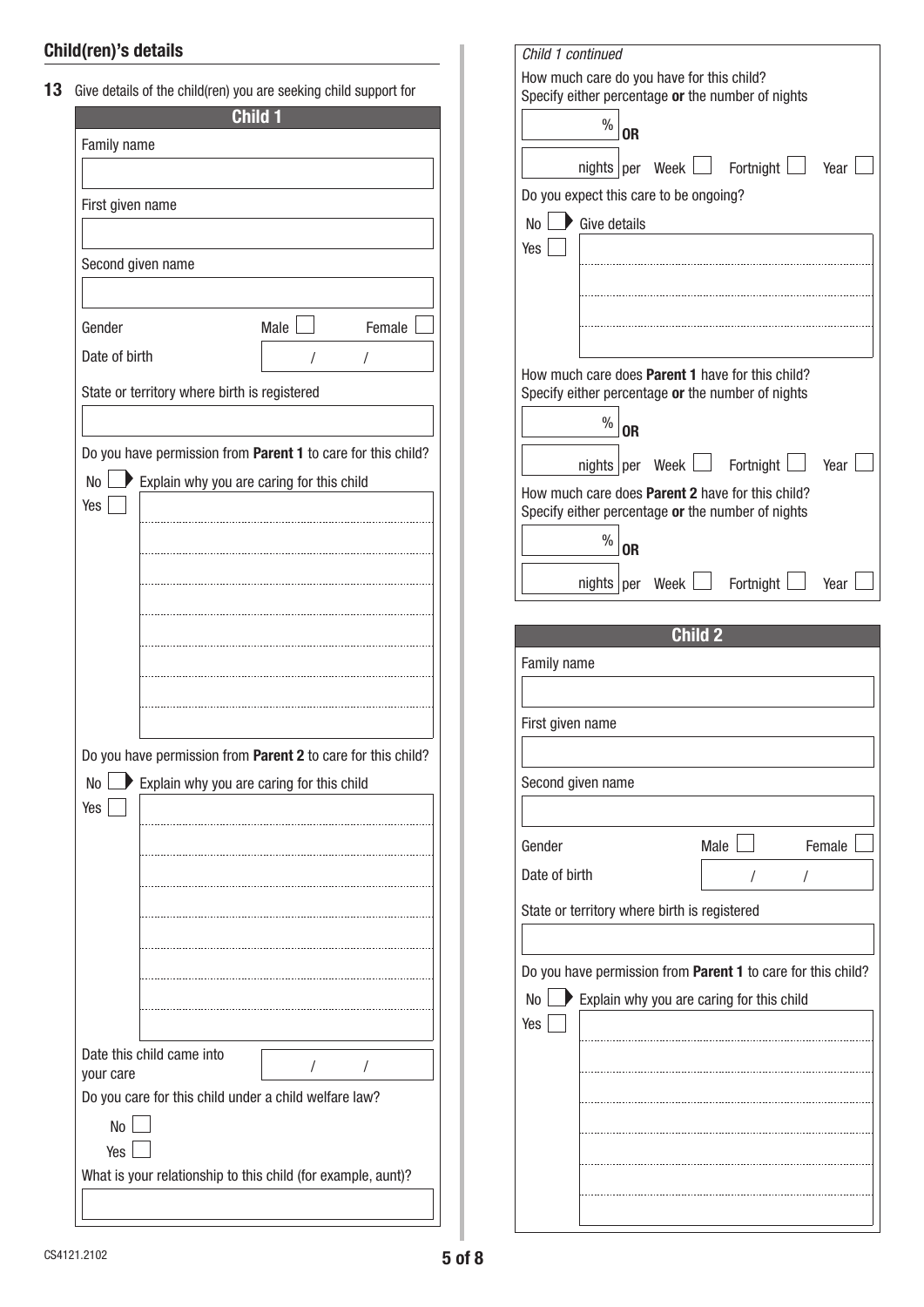## Child(ren)'s details

**13** Give details of the child(ren) you are seeking child support for

### Child 1

Family name

First given name

Second given name

Gender Male ☐ Female ☐

Date of birth / /

State or territory where birth is registered

Do you have permission from **Parent 1** to care for this child?

No ☐ ▶ Explain why you are caring for this child

Yes ☐

Do you have permission from **Parent 2** to care for this child?

No ☐ ▶ Explain why you are caring for this child

Yes ☐

Date this child came into your care / /

Do you care for this child under a child welfare law?

No ☐

Yes ☐

What is your relationship to this child (for example, aunt)?

*Child 1 continued*

How much care do you have for this child?
Specify either percentage **or** the number of nights

% **OR**

nights per Week ☐ Fortnight ☐ Year ☐

Do you expect this care to be ongoing?

No ☐ ▶ Give details

Yes ☐

How much care does **Parent 1** have for this child?
Specify either percentage **or** the number of nights

% **OR**

nights per Week ☐ Fortnight ☐ Year ☐

How much care does **Parent 2** have for this child?
Specify either percentage **or** the number of nights

% **OR**

nights per Week ☐ Fortnight ☐ Year ☐

### Child 2

Family name

First given name

Second given name

Gender Male ☐ Female ☐

Date of birth / /

State or territory where birth is registered

Do you have permission from **Parent 1** to care for this child?

No ☐ ▶ Explain why you are caring for this child

Yes ☐

CS4121.2102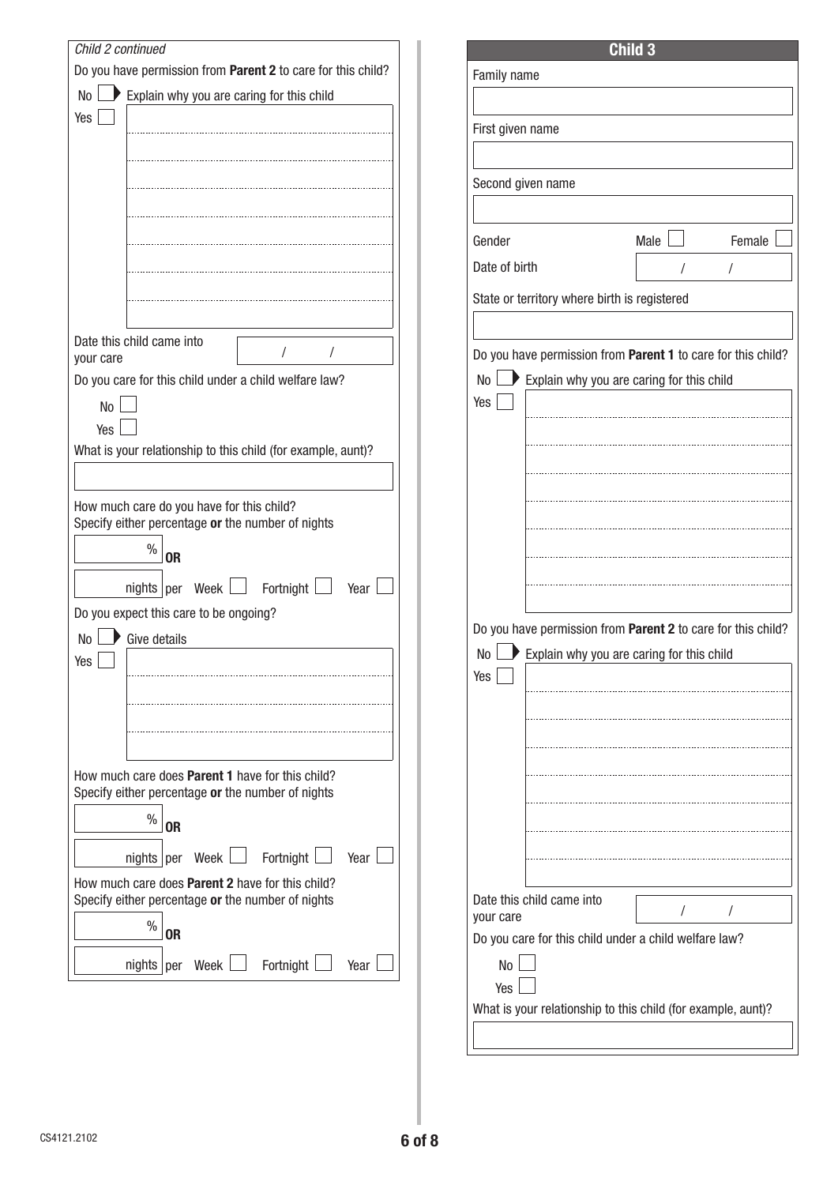*Child 2 continued*

Do you have permission from **Parent 2** to care for this child?

No ☐ ▶ Explain why you are caring for this child

Yes ☐

Date this child came into your care &nbsp;&nbsp; / &nbsp;&nbsp; /

Do you care for this child under a child welfare law?

No ☐

Yes ☐

What is your relationship to this child (for example, aunt)?

How much care do you have for this child?
Specify either percentage **or** the number of nights

% **OR**

nights per Week ☐ Fortnight ☐ Year ☐

Do you expect this care to be ongoing?

No ☐ ▶ Give details

Yes ☐

How much care does **Parent 1** have for this child?
Specify either percentage **or** the number of nights

% **OR**

nights per Week ☐ Fortnight ☐ Year ☐

How much care does **Parent 2** have for this child?
Specify either percentage **or** the number of nights

% **OR**

nights per Week ☐ Fortnight ☐ Year ☐

## Child 3

Family name

First given name

Second given name

Gender &nbsp;&nbsp; Male ☐ &nbsp;&nbsp; Female ☐

Date of birth &nbsp;&nbsp; / &nbsp;&nbsp; /

State or territory where birth is registered

Do you have permission from **Parent 1** to care for this child?

No ☐ ▶ Explain why you are caring for this child

Yes ☐

Do you have permission from **Parent 2** to care for this child?

No ☐ ▶ Explain why you are caring for this child

Yes ☐

Date this child came into your care &nbsp;&nbsp; / &nbsp;&nbsp; /

Do you care for this child under a child welfare law?

No ☐

Yes ☐

What is your relationship to this child (for example, aunt)?

CS4121.2102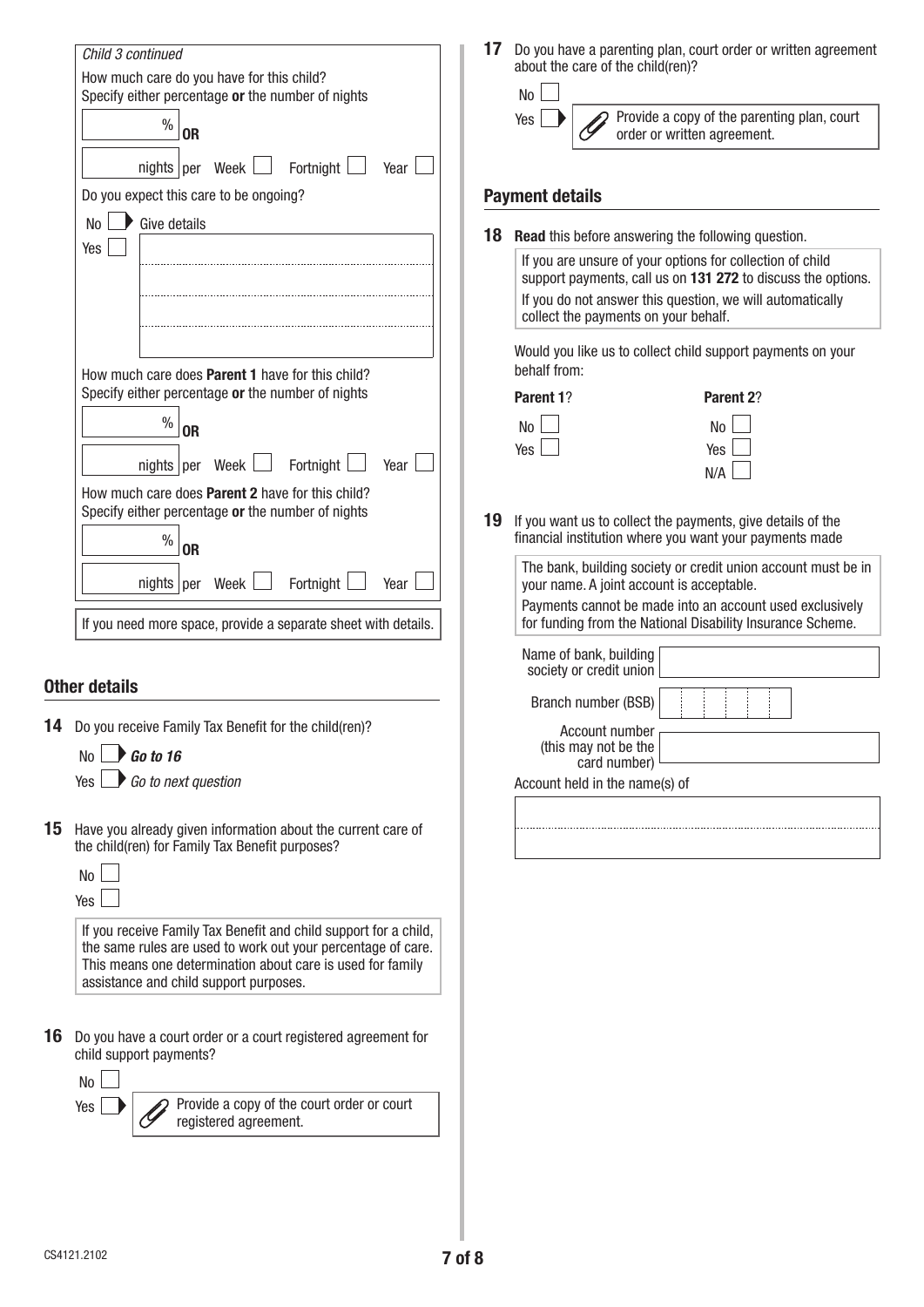*Child 3 continued*

How much care do you have for this child?
Specify either percentage **or** the number of nights

% **OR**

nights per Week ☐ Fortnight ☐ Year ☐

Do you expect this care to be ongoing?

No ☐ Give details

Yes ☐

How much care does **Parent 1** have for this child?
Specify either percentage **or** the number of nights

% **OR**

nights per Week ☐ Fortnight ☐ Year ☐

How much care does **Parent 2** have for this child?
Specify either percentage **or** the number of nights

% **OR**

nights per Week ☐ Fortnight ☐ Year ☐

If you need more space, provide a separate sheet with details.

## Other details

**14** Do you receive Family Tax Benefit for the child(ren)?

No ☐ ***Go to 16***

Yes ☐ *Go to next question*

**15** Have you already given information about the current care of the child(ren) for Family Tax Benefit purposes?

No ☐

Yes ☐

If you receive Family Tax Benefit and child support for a child, the same rules are used to work out your percentage of care. This means one determination about care is used for family assistance and child support purposes.

**16** Do you have a court order or a court registered agreement for child support payments?

No ☐

Yes ☐ Provide a copy of the court order or court registered agreement.

**17** Do you have a parenting plan, court order or written agreement about the care of the child(ren)?

No ☐

Yes ☐ Provide a copy of the parenting plan, court order or written agreement.

## Payment details

**18** **Read** this before answering the following question.

If you are unsure of your options for collection of child support payments, call us on **131 272** to discuss the options.
If you do not answer this question, we will automatically collect the payments on your behalf.

Would you like us to collect child support payments on your behalf from:

**Parent 1**?

No ☐
Yes ☐

**Parent 2**?

No ☐
Yes ☐
N/A ☐

**19** If you want us to collect the payments, give details of the financial institution where you want your payments made

The bank, building society or credit union account must be in your name. A joint account is acceptable.
Payments cannot be made into an account used exclusively for funding from the National Disability Insurance Scheme.

Name of bank, building society or credit union

Branch number (BSB)

Account number (this may not be the card number)

Account held in the name(s) of

CS4121.2102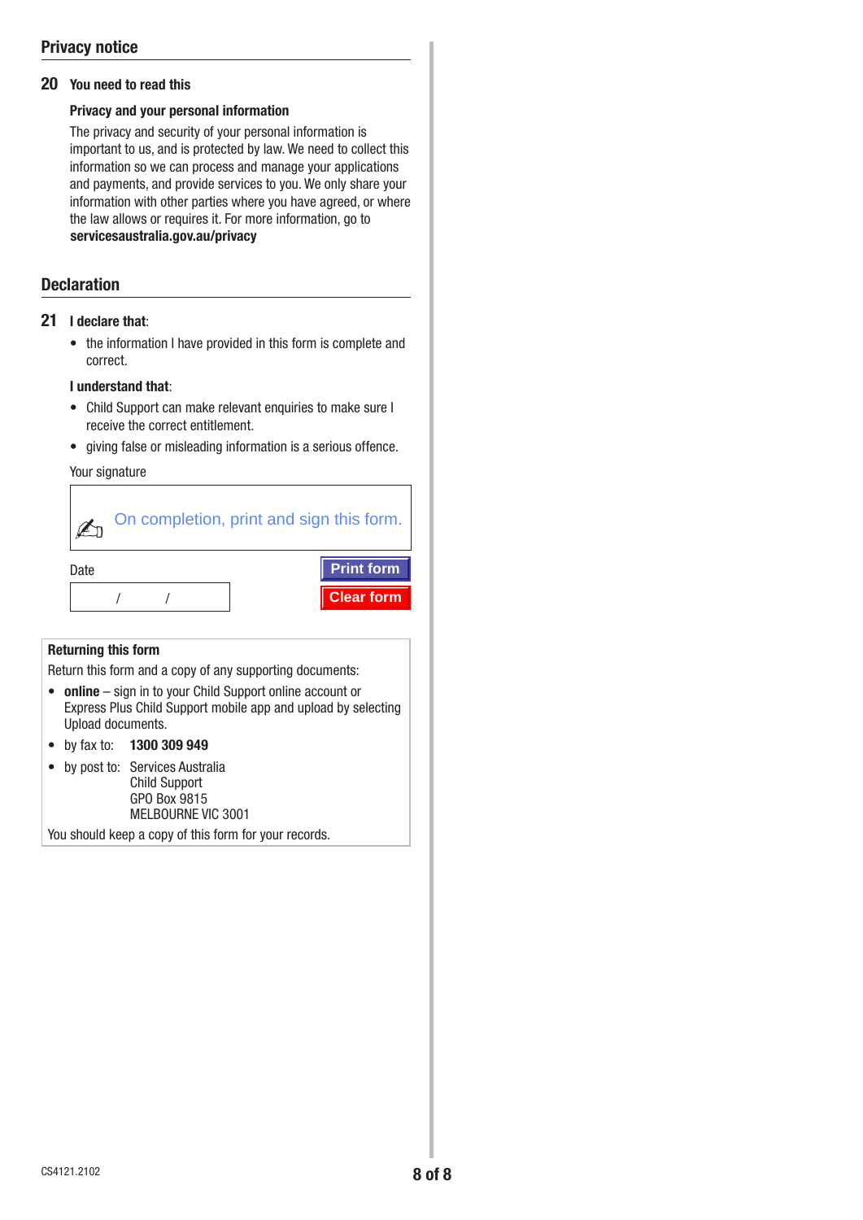## Privacy notice

**20 You need to read this**

**Privacy and your personal information**

The privacy and security of your personal information is important to us, and is protected by law. We need to collect this information so we can process and manage your applications and payments, and provide services to you. We only share your information with other parties where you have agreed, or where the law allows or requires it. For more information, go to **servicesaustralia.gov.au/privacy**

## Declaration

**21 I declare that**:

- the information I have provided in this form is complete and correct.

**I understand that**:

- Child Support can make relevant enquiries to make sure I receive the correct entitlement.
- giving false or misleading information is a serious offence.

Your signature

On completion, print and sign this form.

Date

/ /

Print form

Clear form

**Returning this form**

Return this form and a copy of any supporting documents:

- **online** – sign in to your Child Support online account or Express Plus Child Support mobile app and upload by selecting Upload documents.
- by fax to: **1300 309 949**
- by post to: Services Australia
  Child Support
  GPO Box 9815
  MELBOURNE VIC 3001

You should keep a copy of this form for your records.

CS4121.2102